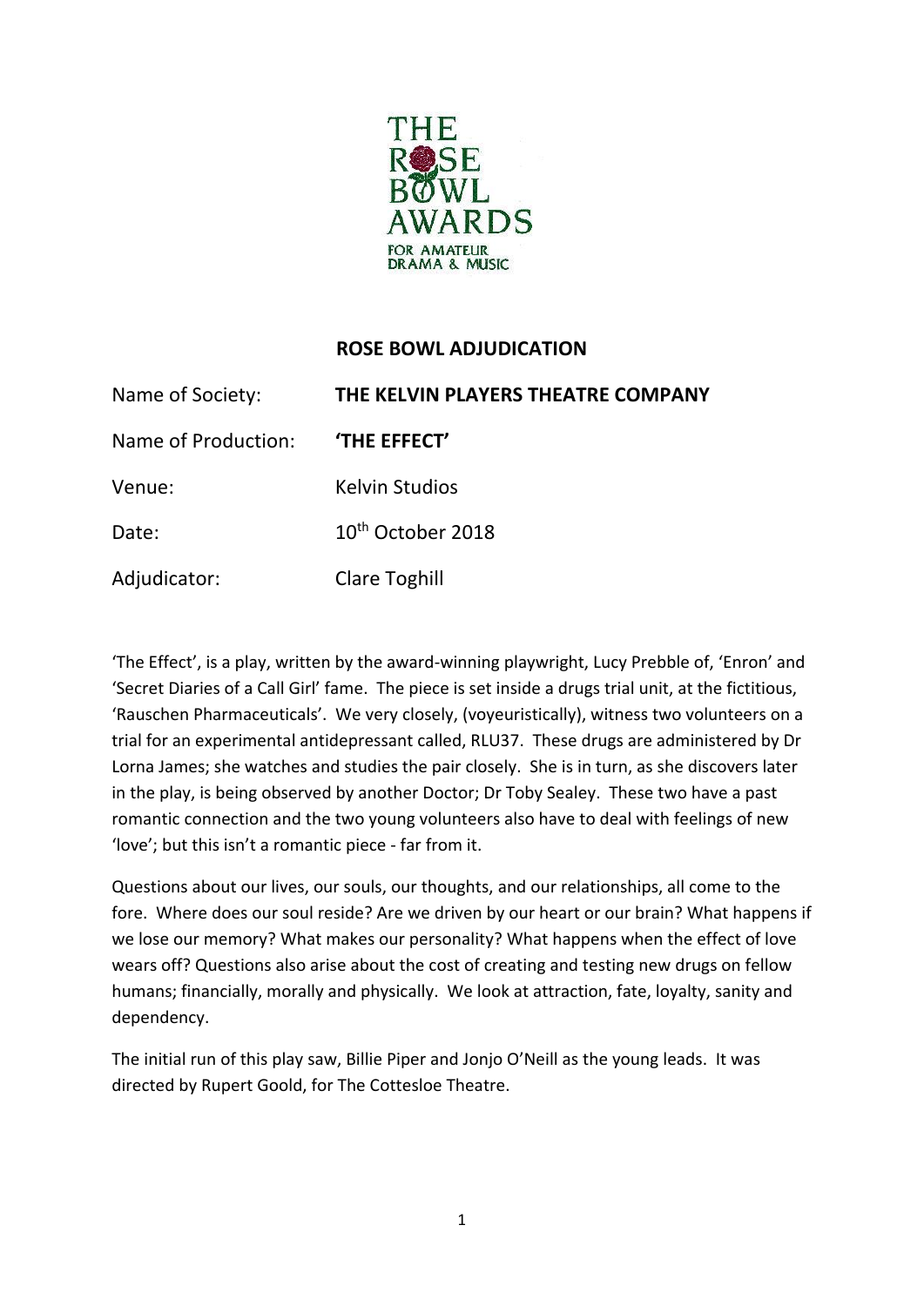THE ROSE BOWL AWARDS
FOR AMATEUR DRAMA & MUSIC

## ROSE BOWL ADJUDICATION

| | |
|---|---|
| Name of Society: | **THE KELVIN PLAYERS THEATRE COMPANY** |
| Name of Production: | **'THE EFFECT'** |
| Venue: | Kelvin Studios |
| Date: | 10th October 2018 |
| Adjudicator: | Clare Toghill |

'The Effect', is a play, written by the award-winning playwright, Lucy Prebble of, 'Enron' and 'Secret Diaries of a Call Girl' fame. The piece is set inside a drugs trial unit, at the fictitious, 'Rauschen Pharmaceuticals'. We very closely, (voyeuristically), witness two volunteers on a trial for an experimental antidepressant called, RLU37. These drugs are administered by Dr Lorna James; she watches and studies the pair closely. She is in turn, as she discovers later in the play, is being observed by another Doctor; Dr Toby Sealey. These two have a past romantic connection and the two young volunteers also have to deal with feelings of new 'love'; but this isn't a romantic piece - far from it.

Questions about our lives, our souls, our thoughts, and our relationships, all come to the fore. Where does our soul reside? Are we driven by our heart or our brain? What happens if we lose our memory? What makes our personality? What happens when the effect of love wears off? Questions also arise about the cost of creating and testing new drugs on fellow humans; financially, morally and physically. We look at attraction, fate, loyalty, sanity and dependency.

The initial run of this play saw, Billie Piper and Jonjo O'Neill as the young leads. It was directed by Rupert Goold, for The Cottesloe Theatre.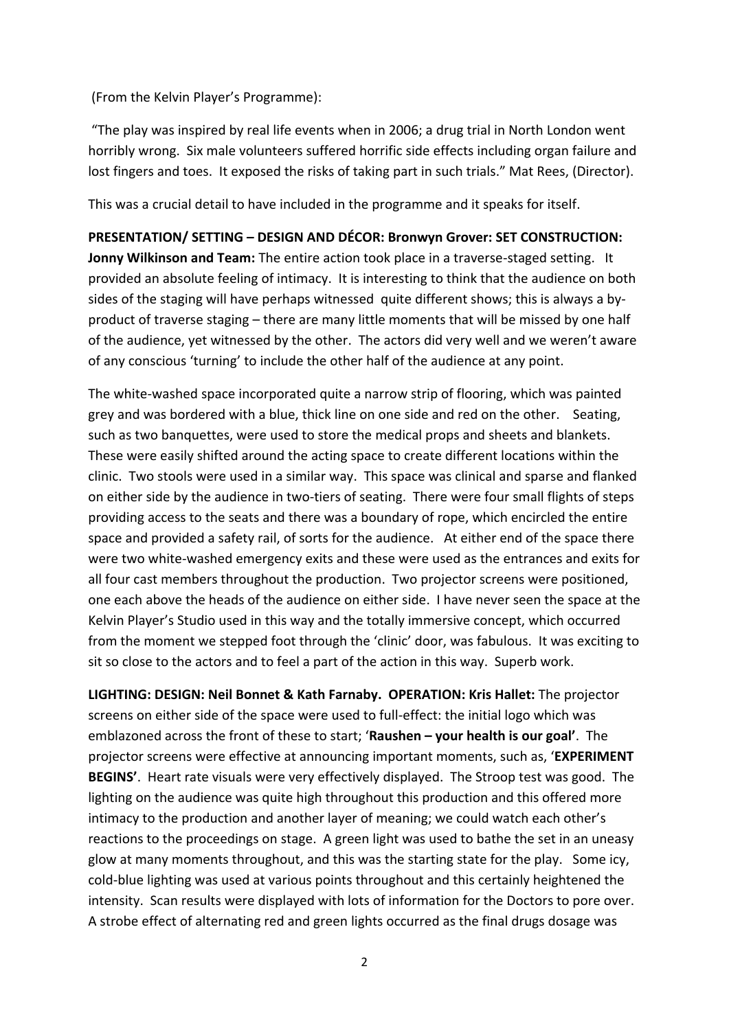(From the Kelvin Player's Programme):

"The play was inspired by real life events when in 2006; a drug trial in North London went horribly wrong. Six male volunteers suffered horrific side effects including organ failure and lost fingers and toes. It exposed the risks of taking part in such trials." Mat Rees, (Director).

This was a crucial detail to have included in the programme and it speaks for itself.

**PRESENTATION/ SETTING – DESIGN AND DÉCOR: Bronwyn Grover: SET CONSTRUCTION: Jonny Wilkinson and Team:** The entire action took place in a traverse-staged setting. It provided an absolute feeling of intimacy. It is interesting to think that the audience on both sides of the staging will have perhaps witnessed quite different shows; this is always a by-product of traverse staging – there are many little moments that will be missed by one half of the audience, yet witnessed by the other. The actors did very well and we weren't aware of any conscious 'turning' to include the other half of the audience at any point.

The white-washed space incorporated quite a narrow strip of flooring, which was painted grey and was bordered with a blue, thick line on one side and red on the other. Seating, such as two banquettes, were used to store the medical props and sheets and blankets. These were easily shifted around the acting space to create different locations within the clinic. Two stools were used in a similar way. This space was clinical and sparse and flanked on either side by the audience in two-tiers of seating. There were four small flights of steps providing access to the seats and there was a boundary of rope, which encircled the entire space and provided a safety rail, of sorts for the audience. At either end of the space there were two white-washed emergency exits and these were used as the entrances and exits for all four cast members throughout the production. Two projector screens were positioned, one each above the heads of the audience on either side. I have never seen the space at the Kelvin Player's Studio used in this way and the totally immersive concept, which occurred from the moment we stepped foot through the 'clinic' door, was fabulous. It was exciting to sit so close to the actors and to feel a part of the action in this way. Superb work.

**LIGHTING: DESIGN: Neil Bonnet & Kath Farnaby. OPERATION: Kris Hallet:** The projector screens on either side of the space were used to full-effect: the initial logo which was emblazoned across the front of these to start; '**Raushen – your health is our goal**'. The projector screens were effective at announcing important moments, such as, '**EXPERIMENT BEGINS**'. Heart rate visuals were very effectively displayed. The Stroop test was good. The lighting on the audience was quite high throughout this production and this offered more intimacy to the production and another layer of meaning; we could watch each other's reactions to the proceedings on stage. A green light was used to bathe the set in an uneasy glow at many moments throughout, and this was the starting state for the play. Some icy, cold-blue lighting was used at various points throughout and this certainly heightened the intensity. Scan results were displayed with lots of information for the Doctors to pore over. A strobe effect of alternating red and green lights occurred as the final drugs dosage was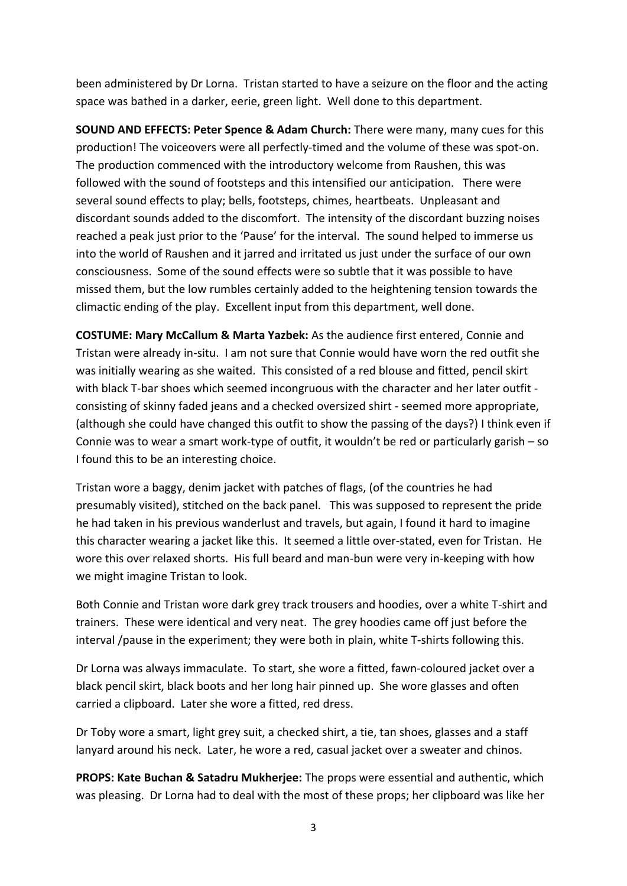been administered by Dr Lorna. Tristan started to have a seizure on the floor and the acting space was bathed in a darker, eerie, green light. Well done to this department.

**SOUND AND EFFECTS: Peter Spence & Adam Church:** There were many, many cues for this production! The voiceovers were all perfectly-timed and the volume of these was spot-on. The production commenced with the introductory welcome from Raushen, this was followed with the sound of footsteps and this intensified our anticipation. There were several sound effects to play; bells, footsteps, chimes, heartbeats. Unpleasant and discordant sounds added to the discomfort. The intensity of the discordant buzzing noises reached a peak just prior to the 'Pause' for the interval. The sound helped to immerse us into the world of Raushen and it jarred and irritated us just under the surface of our own consciousness. Some of the sound effects were so subtle that it was possible to have missed them, but the low rumbles certainly added to the heightening tension towards the climactic ending of the play. Excellent input from this department, well done.

**COSTUME: Mary McCallum & Marta Yazbek:** As the audience first entered, Connie and Tristan were already in-situ. I am not sure that Connie would have worn the red outfit she was initially wearing as she waited. This consisted of a red blouse and fitted, pencil skirt with black T-bar shoes which seemed incongruous with the character and her later outfit - consisting of skinny faded jeans and a checked oversized shirt - seemed more appropriate, (although she could have changed this outfit to show the passing of the days?) I think even if Connie was to wear a smart work-type of outfit, it wouldn't be red or particularly garish – so I found this to be an interesting choice.

Tristan wore a baggy, denim jacket with patches of flags, (of the countries he had presumably visited), stitched on the back panel. This was supposed to represent the pride he had taken in his previous wanderlust and travels, but again, I found it hard to imagine this character wearing a jacket like this. It seemed a little over-stated, even for Tristan. He wore this over relaxed shorts. His full beard and man-bun were very in-keeping with how we might imagine Tristan to look.

Both Connie and Tristan wore dark grey track trousers and hoodies, over a white T-shirt and trainers. These were identical and very neat. The grey hoodies came off just before the interval /pause in the experiment; they were both in plain, white T-shirts following this.

Dr Lorna was always immaculate. To start, she wore a fitted, fawn-coloured jacket over a black pencil skirt, black boots and her long hair pinned up. She wore glasses and often carried a clipboard. Later she wore a fitted, red dress.

Dr Toby wore a smart, light grey suit, a checked shirt, a tie, tan shoes, glasses and a staff lanyard around his neck. Later, he wore a red, casual jacket over a sweater and chinos.

**PROPS: Kate Buchan & Satadru Mukherjee:** The props were essential and authentic, which was pleasing. Dr Lorna had to deal with the most of these props; her clipboard was like her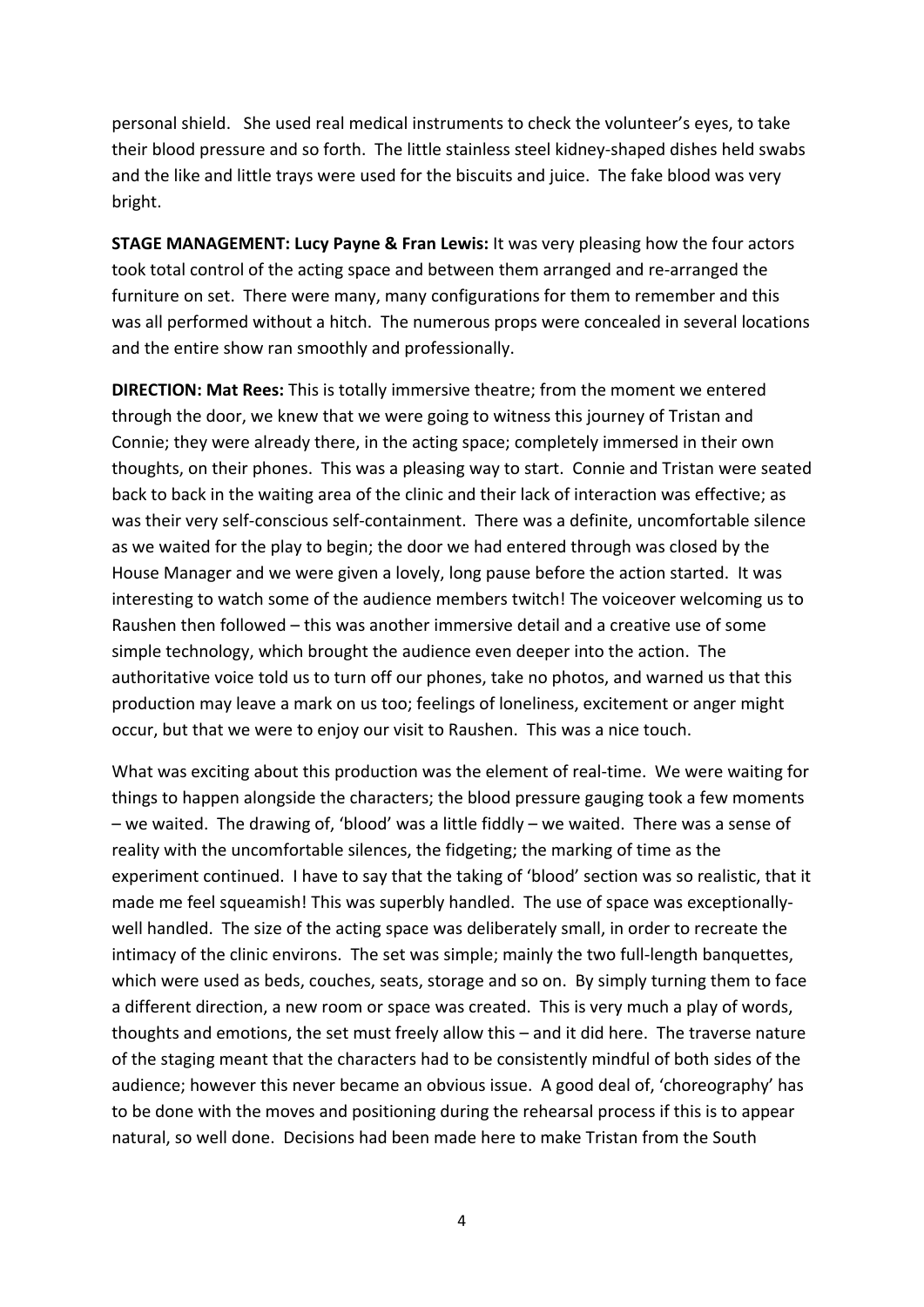personal shield. She used real medical instruments to check the volunteer's eyes, to take their blood pressure and so forth. The little stainless steel kidney-shaped dishes held swabs and the like and little trays were used for the biscuits and juice. The fake blood was very bright.

**STAGE MANAGEMENT: Lucy Payne & Fran Lewis:** It was very pleasing how the four actors took total control of the acting space and between them arranged and re-arranged the furniture on set. There were many, many configurations for them to remember and this was all performed without a hitch. The numerous props were concealed in several locations and the entire show ran smoothly and professionally.

**DIRECTION: Mat Rees:** This is totally immersive theatre; from the moment we entered through the door, we knew that we were going to witness this journey of Tristan and Connie; they were already there, in the acting space; completely immersed in their own thoughts, on their phones. This was a pleasing way to start. Connie and Tristan were seated back to back in the waiting area of the clinic and their lack of interaction was effective; as was their very self-conscious self-containment. There was a definite, uncomfortable silence as we waited for the play to begin; the door we had entered through was closed by the House Manager and we were given a lovely, long pause before the action started. It was interesting to watch some of the audience members twitch! The voiceover welcoming us to Raushen then followed – this was another immersive detail and a creative use of some simple technology, which brought the audience even deeper into the action. The authoritative voice told us to turn off our phones, take no photos, and warned us that this production may leave a mark on us too; feelings of loneliness, excitement or anger might occur, but that we were to enjoy our visit to Raushen. This was a nice touch.

What was exciting about this production was the element of real-time. We were waiting for things to happen alongside the characters; the blood pressure gauging took a few moments – we waited. The drawing of, 'blood' was a little fiddly – we waited. There was a sense of reality with the uncomfortable silences, the fidgeting; the marking of time as the experiment continued. I have to say that the taking of 'blood' section was so realistic, that it made me feel squeamish! This was superbly handled. The use of space was exceptionally-well handled. The size of the acting space was deliberately small, in order to recreate the intimacy of the clinic environs. The set was simple; mainly the two full-length banquettes, which were used as beds, couches, seats, storage and so on. By simply turning them to face a different direction, a new room or space was created. This is very much a play of words, thoughts and emotions, the set must freely allow this – and it did here. The traverse nature of the staging meant that the characters had to be consistently mindful of both sides of the audience; however this never became an obvious issue. A good deal of, 'choreography' has to be done with the moves and positioning during the rehearsal process if this is to appear natural, so well done. Decisions had been made here to make Tristan from the South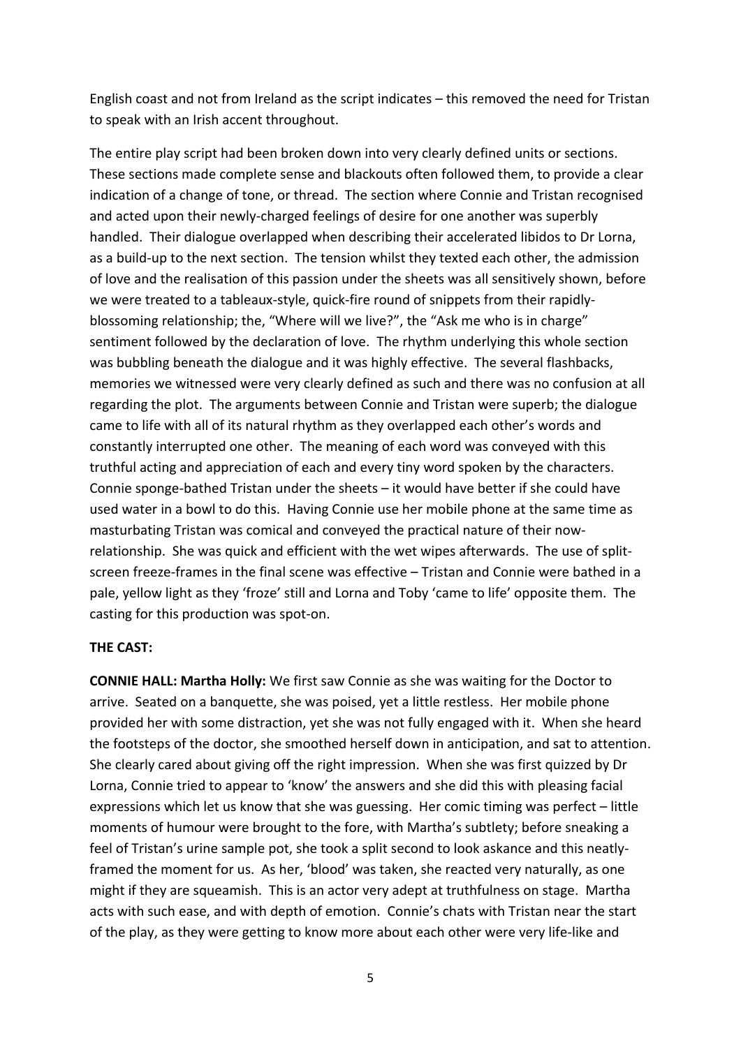English coast and not from Ireland as the script indicates – this removed the need for Tristan to speak with an Irish accent throughout.

The entire play script had been broken down into very clearly defined units or sections. These sections made complete sense and blackouts often followed them, to provide a clear indication of a change of tone, or thread. The section where Connie and Tristan recognised and acted upon their newly-charged feelings of desire for one another was superbly handled. Their dialogue overlapped when describing their accelerated libidos to Dr Lorna, as a build-up to the next section. The tension whilst they texted each other, the admission of love and the realisation of this passion under the sheets was all sensitively shown, before we were treated to a tableaux-style, quick-fire round of snippets from their rapidly-blossoming relationship; the, "Where will we live?", the "Ask me who is in charge" sentiment followed by the declaration of love. The rhythm underlying this whole section was bubbling beneath the dialogue and it was highly effective. The several flashbacks, memories we witnessed were very clearly defined as such and there was no confusion at all regarding the plot. The arguments between Connie and Tristan were superb; the dialogue came to life with all of its natural rhythm as they overlapped each other's words and constantly interrupted one other. The meaning of each word was conveyed with this truthful acting and appreciation of each and every tiny word spoken by the characters. Connie sponge-bathed Tristan under the sheets – it would have better if she could have used water in a bowl to do this. Having Connie use her mobile phone at the same time as masturbating Tristan was comical and conveyed the practical nature of their now-relationship. She was quick and efficient with the wet wipes afterwards. The use of split-screen freeze-frames in the final scene was effective – Tristan and Connie were bathed in a pale, yellow light as they 'froze' still and Lorna and Toby 'came to life' opposite them. The casting for this production was spot-on.

**THE CAST:**

**CONNIE HALL: Martha Holly:** We first saw Connie as she was waiting for the Doctor to arrive. Seated on a banquette, she was poised, yet a little restless. Her mobile phone provided her with some distraction, yet she was not fully engaged with it. When she heard the footsteps of the doctor, she smoothed herself down in anticipation, and sat to attention. She clearly cared about giving off the right impression. When she was first quizzed by Dr Lorna, Connie tried to appear to 'know' the answers and she did this with pleasing facial expressions which let us know that she was guessing. Her comic timing was perfect – little moments of humour were brought to the fore, with Martha's subtlety; before sneaking a feel of Tristan's urine sample pot, she took a split second to look askance and this neatly-framed the moment for us. As her, 'blood' was taken, she reacted very naturally, as one might if they are squeamish. This is an actor very adept at truthfulness on stage. Martha acts with such ease, and with depth of emotion. Connie's chats with Tristan near the start of the play, as they were getting to know more about each other were very life-like and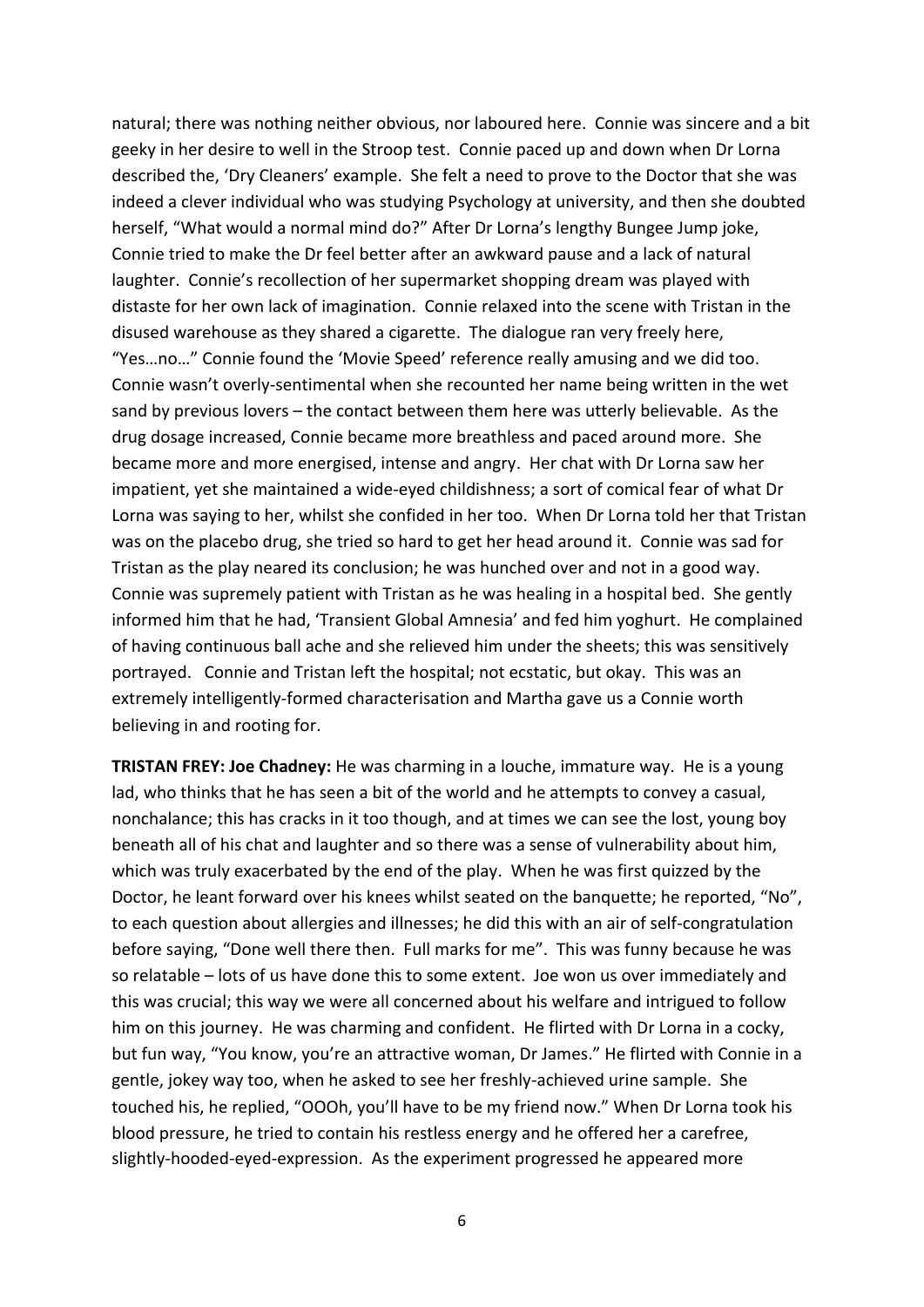natural; there was nothing neither obvious, nor laboured here. Connie was sincere and a bit geeky in her desire to well in the Stroop test. Connie paced up and down when Dr Lorna described the, 'Dry Cleaners' example. She felt a need to prove to the Doctor that she was indeed a clever individual who was studying Psychology at university, and then she doubted herself, "What would a normal mind do?" After Dr Lorna's lengthy Bungee Jump joke, Connie tried to make the Dr feel better after an awkward pause and a lack of natural laughter. Connie's recollection of her supermarket shopping dream was played with distaste for her own lack of imagination. Connie relaxed into the scene with Tristan in the disused warehouse as they shared a cigarette. The dialogue ran very freely here, "Yes…no…" Connie found the 'Movie Speed' reference really amusing and we did too. Connie wasn't overly-sentimental when she recounted her name being written in the wet sand by previous lovers – the contact between them here was utterly believable. As the drug dosage increased, Connie became more breathless and paced around more. She became more and more energised, intense and angry. Her chat with Dr Lorna saw her impatient, yet she maintained a wide-eyed childishness; a sort of comical fear of what Dr Lorna was saying to her, whilst she confided in her too. When Dr Lorna told her that Tristan was on the placebo drug, she tried so hard to get her head around it. Connie was sad for Tristan as the play neared its conclusion; he was hunched over and not in a good way. Connie was supremely patient with Tristan as he was healing in a hospital bed. She gently informed him that he had, 'Transient Global Amnesia' and fed him yoghurt. He complained of having continuous ball ache and she relieved him under the sheets; this was sensitively portrayed. Connie and Tristan left the hospital; not ecstatic, but okay. This was an extremely intelligently-formed characterisation and Martha gave us a Connie worth believing in and rooting for.

**TRISTAN FREY: Joe Chadney:** He was charming in a louche, immature way. He is a young lad, who thinks that he has seen a bit of the world and he attempts to convey a casual, nonchalance; this has cracks in it too though, and at times we can see the lost, young boy beneath all of his chat and laughter and so there was a sense of vulnerability about him, which was truly exacerbated by the end of the play. When he was first quizzed by the Doctor, he leant forward over his knees whilst seated on the banquette; he reported, "No", to each question about allergies and illnesses; he did this with an air of self-congratulation before saying, "Done well there then. Full marks for me". This was funny because he was so relatable – lots of us have done this to some extent. Joe won us over immediately and this was crucial; this way we were all concerned about his welfare and intrigued to follow him on this journey. He was charming and confident. He flirted with Dr Lorna in a cocky, but fun way, "You know, you're an attractive woman, Dr James." He flirted with Connie in a gentle, jokey way too, when he asked to see her freshly-achieved urine sample. She touched his, he replied, "OOOh, you'll have to be my friend now." When Dr Lorna took his blood pressure, he tried to contain his restless energy and he offered her a carefree, slightly-hooded-eyed-expression. As the experiment progressed he appeared more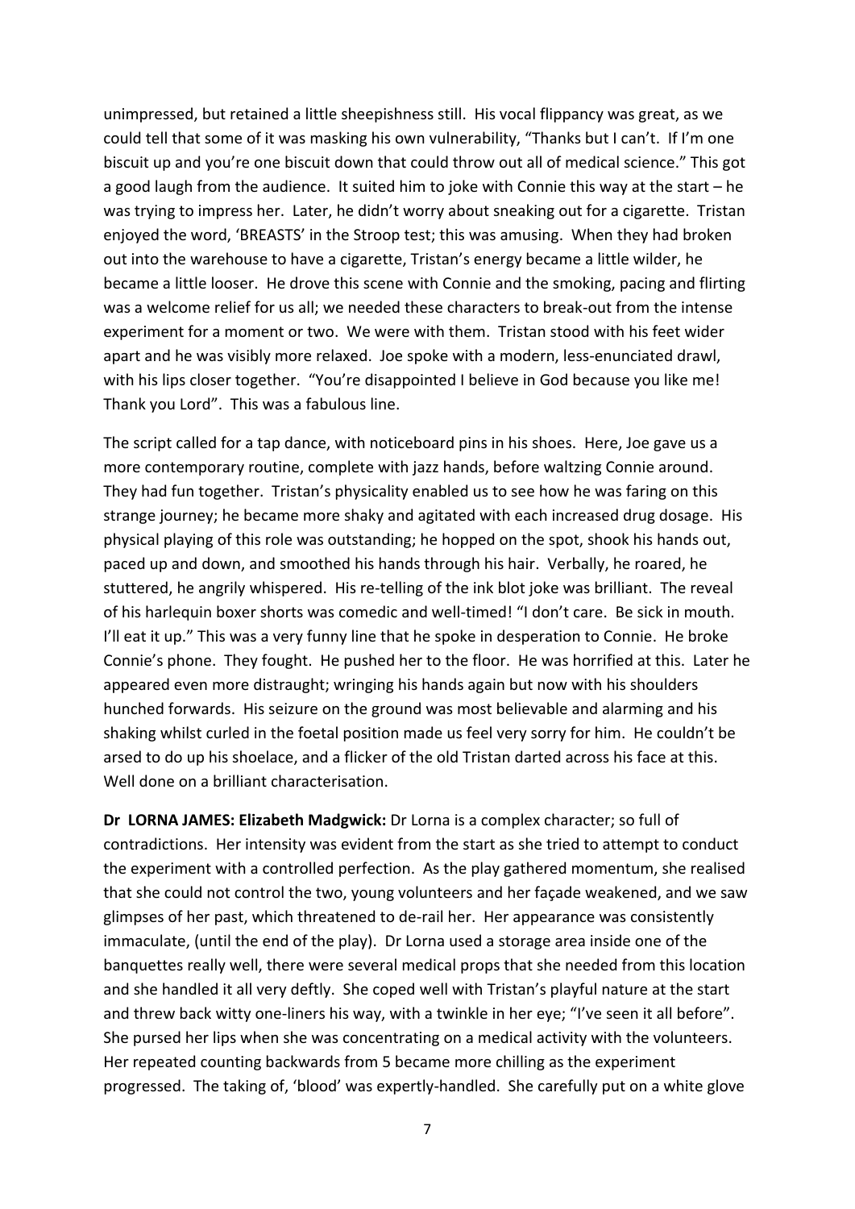unimpressed, but retained a little sheepishness still. His vocal flippancy was great, as we could tell that some of it was masking his own vulnerability, "Thanks but I can't. If I'm one biscuit up and you're one biscuit down that could throw out all of medical science." This got a good laugh from the audience. It suited him to joke with Connie this way at the start – he was trying to impress her. Later, he didn't worry about sneaking out for a cigarette. Tristan enjoyed the word, 'BREASTS' in the Stroop test; this was amusing. When they had broken out into the warehouse to have a cigarette, Tristan's energy became a little wilder, he became a little looser. He drove this scene with Connie and the smoking, pacing and flirting was a welcome relief for us all; we needed these characters to break-out from the intense experiment for a moment or two. We were with them. Tristan stood with his feet wider apart and he was visibly more relaxed. Joe spoke with a modern, less-enunciated drawl, with his lips closer together. "You're disappointed I believe in God because you like me! Thank you Lord". This was a fabulous line.

The script called for a tap dance, with noticeboard pins in his shoes. Here, Joe gave us a more contemporary routine, complete with jazz hands, before waltzing Connie around. They had fun together. Tristan's physicality enabled us to see how he was faring on this strange journey; he became more shaky and agitated with each increased drug dosage. His physical playing of this role was outstanding; he hopped on the spot, shook his hands out, paced up and down, and smoothed his hands through his hair. Verbally, he roared, he stuttered, he angrily whispered. His re-telling of the ink blot joke was brilliant. The reveal of his harlequin boxer shorts was comedic and well-timed! "I don't care. Be sick in mouth. I'll eat it up." This was a very funny line that he spoke in desperation to Connie. He broke Connie's phone. They fought. He pushed her to the floor. He was horrified at this. Later he appeared even more distraught; wringing his hands again but now with his shoulders hunched forwards. His seizure on the ground was most believable and alarming and his shaking whilst curled in the foetal position made us feel very sorry for him. He couldn't be arsed to do up his shoelace, and a flicker of the old Tristan darted across his face at this. Well done on a brilliant characterisation.

**Dr LORNA JAMES: Elizabeth Madgwick:** Dr Lorna is a complex character; so full of contradictions. Her intensity was evident from the start as she tried to attempt to conduct the experiment with a controlled perfection. As the play gathered momentum, she realised that she could not control the two, young volunteers and her façade weakened, and we saw glimpses of her past, which threatened to de-rail her. Her appearance was consistently immaculate, (until the end of the play). Dr Lorna used a storage area inside one of the banquettes really well, there were several medical props that she needed from this location and she handled it all very deftly. She coped well with Tristan's playful nature at the start and threw back witty one-liners his way, with a twinkle in her eye; "I've seen it all before". She pursed her lips when she was concentrating on a medical activity with the volunteers. Her repeated counting backwards from 5 became more chilling as the experiment progressed. The taking of, 'blood' was expertly-handled. She carefully put on a white glove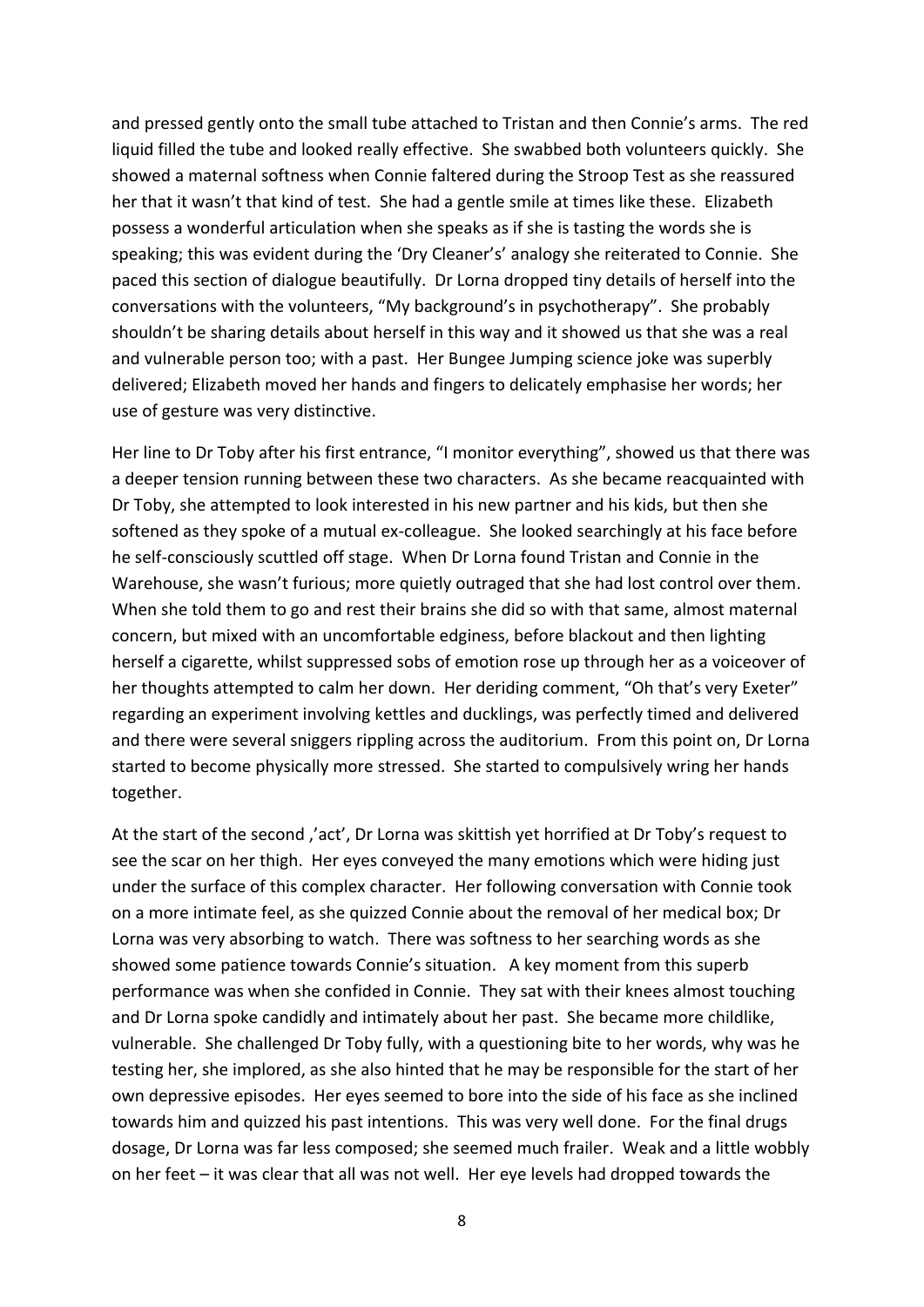and pressed gently onto the small tube attached to Tristan and then Connie's arms. The red liquid filled the tube and looked really effective. She swabbed both volunteers quickly. She showed a maternal softness when Connie faltered during the Stroop Test as she reassured her that it wasn't that kind of test. She had a gentle smile at times like these. Elizabeth possess a wonderful articulation when she speaks as if she is tasting the words she is speaking; this was evident during the 'Dry Cleaner's' analogy she reiterated to Connie. She paced this section of dialogue beautifully. Dr Lorna dropped tiny details of herself into the conversations with the volunteers, "My background's in psychotherapy". She probably shouldn't be sharing details about herself in this way and it showed us that she was a real and vulnerable person too; with a past. Her Bungee Jumping science joke was superbly delivered; Elizabeth moved her hands and fingers to delicately emphasise her words; her use of gesture was very distinctive.

Her line to Dr Toby after his first entrance, "I monitor everything", showed us that there was a deeper tension running between these two characters. As she became reacquainted with Dr Toby, she attempted to look interested in his new partner and his kids, but then she softened as they spoke of a mutual ex-colleague. She looked searchingly at his face before he self-consciously scuttled off stage. When Dr Lorna found Tristan and Connie in the Warehouse, she wasn't furious; more quietly outraged that she had lost control over them. When she told them to go and rest their brains she did so with that same, almost maternal concern, but mixed with an uncomfortable edginess, before blackout and then lighting herself a cigarette, whilst suppressed sobs of emotion rose up through her as a voiceover of her thoughts attempted to calm her down. Her deriding comment, "Oh that's very Exeter" regarding an experiment involving kettles and ducklings, was perfectly timed and delivered and there were several sniggers rippling across the auditorium. From this point on, Dr Lorna started to become physically more stressed. She started to compulsively wring her hands together.

At the start of the second ,'act', Dr Lorna was skittish yet horrified at Dr Toby's request to see the scar on her thigh. Her eyes conveyed the many emotions which were hiding just under the surface of this complex character. Her following conversation with Connie took on a more intimate feel, as she quizzed Connie about the removal of her medical box; Dr Lorna was very absorbing to watch. There was softness to her searching words as she showed some patience towards Connie's situation. A key moment from this superb performance was when she confided in Connie. They sat with their knees almost touching and Dr Lorna spoke candidly and intimately about her past. She became more childlike, vulnerable. She challenged Dr Toby fully, with a questioning bite to her words, why was he testing her, she implored, as she also hinted that he may be responsible for the start of her own depressive episodes. Her eyes seemed to bore into the side of his face as she inclined towards him and quizzed his past intentions. This was very well done. For the final drugs dosage, Dr Lorna was far less composed; she seemed much frailer. Weak and a little wobbly on her feet – it was clear that all was not well. Her eye levels had dropped towards the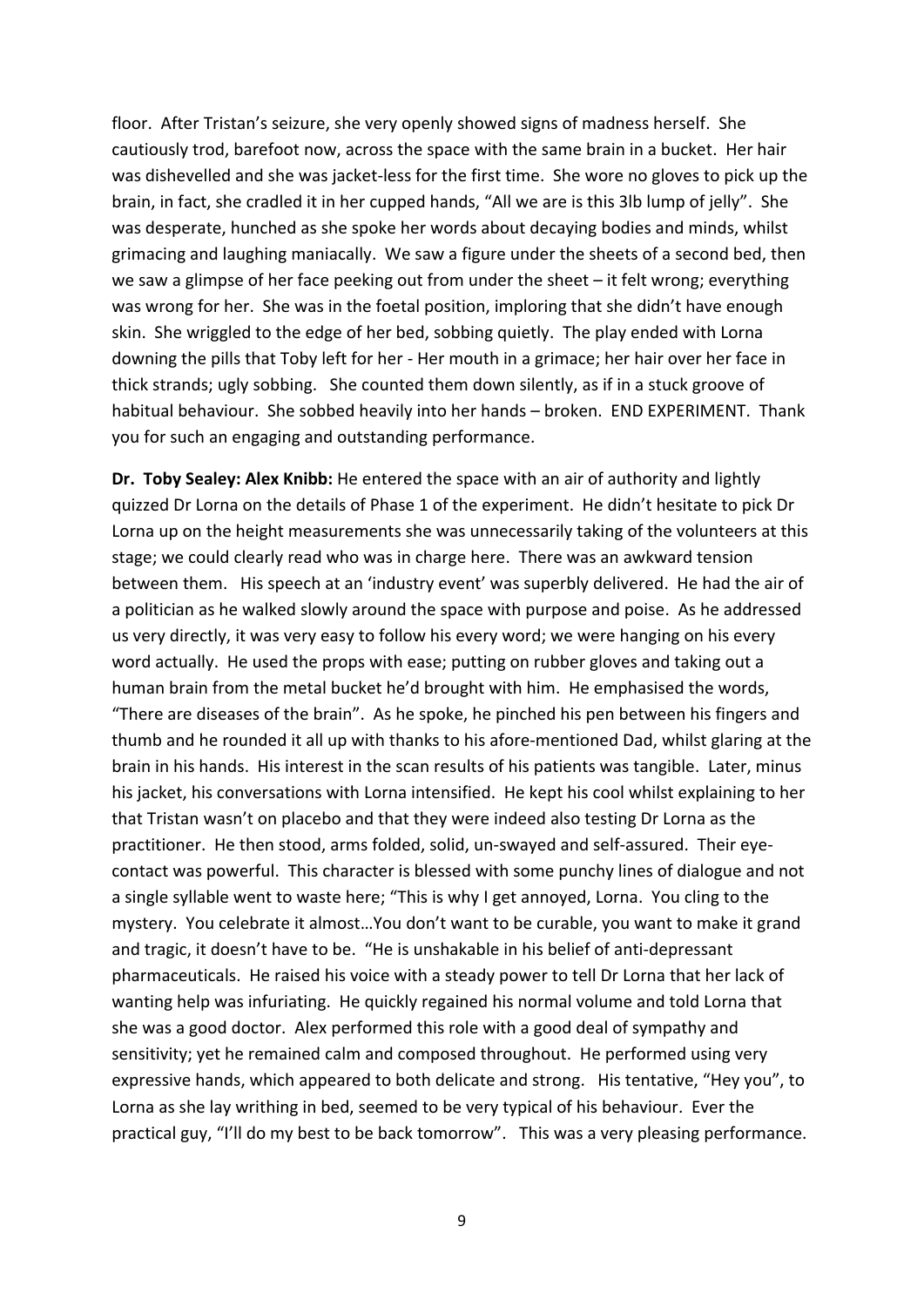floor. After Tristan's seizure, she very openly showed signs of madness herself. She cautiously trod, barefoot now, across the space with the same brain in a bucket. Her hair was dishevelled and she was jacket-less for the first time. She wore no gloves to pick up the brain, in fact, she cradled it in her cupped hands, "All we are is this 3lb lump of jelly". She was desperate, hunched as she spoke her words about decaying bodies and minds, whilst grimacing and laughing maniacally. We saw a figure under the sheets of a second bed, then we saw a glimpse of her face peeking out from under the sheet – it felt wrong; everything was wrong for her. She was in the foetal position, imploring that she didn't have enough skin. She wriggled to the edge of her bed, sobbing quietly. The play ended with Lorna downing the pills that Toby left for her - Her mouth in a grimace; her hair over her face in thick strands; ugly sobbing. She counted them down silently, as if in a stuck groove of habitual behaviour. She sobbed heavily into her hands – broken. END EXPERIMENT. Thank you for such an engaging and outstanding performance.

**Dr. Toby Sealey: Alex Knibb:** He entered the space with an air of authority and lightly quizzed Dr Lorna on the details of Phase 1 of the experiment. He didn't hesitate to pick Dr Lorna up on the height measurements she was unnecessarily taking of the volunteers at this stage; we could clearly read who was in charge here. There was an awkward tension between them. His speech at an 'industry event' was superbly delivered. He had the air of a politician as he walked slowly around the space with purpose and poise. As he addressed us very directly, it was very easy to follow his every word; we were hanging on his every word actually. He used the props with ease; putting on rubber gloves and taking out a human brain from the metal bucket he'd brought with him. He emphasised the words, "There are diseases of the brain". As he spoke, he pinched his pen between his fingers and thumb and he rounded it all up with thanks to his afore-mentioned Dad, whilst glaring at the brain in his hands. His interest in the scan results of his patients was tangible. Later, minus his jacket, his conversations with Lorna intensified. He kept his cool whilst explaining to her that Tristan wasn't on placebo and that they were indeed also testing Dr Lorna as the practitioner. He then stood, arms folded, solid, un-swayed and self-assured. Their eye-contact was powerful. This character is blessed with some punchy lines of dialogue and not a single syllable went to waste here; "This is why I get annoyed, Lorna. You cling to the mystery. You celebrate it almost…You don't want to be curable, you want to make it grand and tragic, it doesn't have to be. "He is unshakable in his belief of anti-depressant pharmaceuticals. He raised his voice with a steady power to tell Dr Lorna that her lack of wanting help was infuriating. He quickly regained his normal volume and told Lorna that she was a good doctor. Alex performed this role with a good deal of sympathy and sensitivity; yet he remained calm and composed throughout. He performed using very expressive hands, which appeared to both delicate and strong. His tentative, "Hey you", to Lorna as she lay writhing in bed, seemed to be very typical of his behaviour. Ever the practical guy, "I'll do my best to be back tomorrow". This was a very pleasing performance.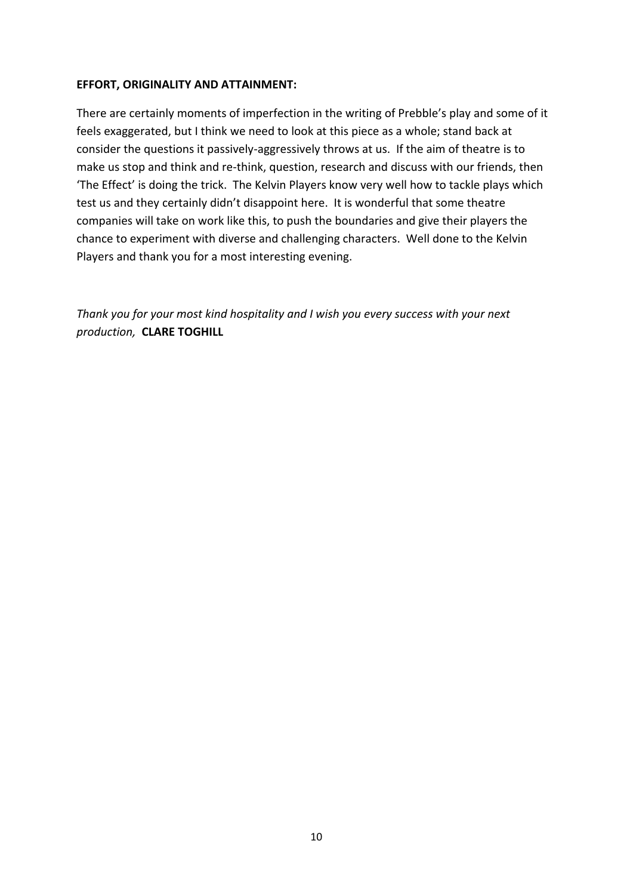**EFFORT, ORIGINALITY AND ATTAINMENT:**

There are certainly moments of imperfection in the writing of Prebble's play and some of it feels exaggerated, but I think we need to look at this piece as a whole; stand back at consider the questions it passively-aggressively throws at us. If the aim of theatre is to make us stop and think and re-think, question, research and discuss with our friends, then 'The Effect' is doing the trick. The Kelvin Players know very well how to tackle plays which test us and they certainly didn't disappoint here. It is wonderful that some theatre companies will take on work like this, to push the boundaries and give their players the chance to experiment with diverse and challenging characters. Well done to the Kelvin Players and thank you for a most interesting evening.

*Thank you for your most kind hospitality and I wish you every success with your next production,* **CLARE TOGHILL**